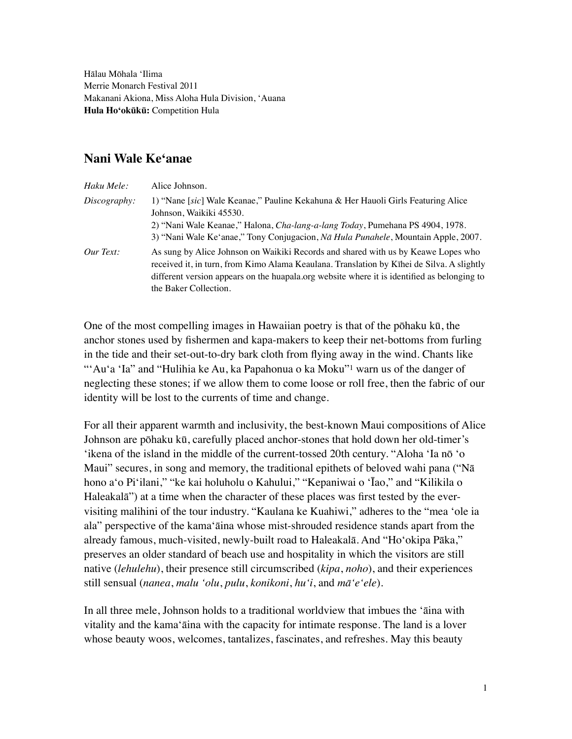Hālau Mōhala ʻIlima
Merrie Monarch Festival 2011
Makanani Akiona, Miss Aloha Hula Division, ʻAuana
**Hula Hoʻokūkū:** Competition Hula

## Nani Wale Keʻanae

*Haku Mele:* Alice Johnson.

*Discography:* 1) "Nane [*sic*] Wale Keanae," Pauline Kekahuna & Her Hauoli Girls Featuring Alice Johnson, Waikiki 45530.
2) "Nani Wale Keanae," Halona, *Cha-lang-a-lang Today*, Pumehana PS 4904, 1978.
3) "Nani Wale Keʻanae," Tony Conjugacion, *Nā Hula Punahele*, Mountain Apple, 2007.

*Our Text:* As sung by Alice Johnson on Waikiki Records and shared with us by Keawe Lopes who received it, in turn, from Kimo Alama Keaulana. Translation by Kīhei de Silva. A slightly different version appears on the huapala.org website where it is identified as belonging to the Baker Collection.

One of the most compelling images in Hawaiian poetry is that of the pōhaku kū, the anchor stones used by fishermen and kapa-makers to keep their net-bottoms from furling in the tide and their set-out-to-dry bark cloth from flying away in the wind. Chants like "ʻAuʻa ʻIa" and "Hulihia ke Au, ka Papahonua o ka Moku"[1] warn us of the danger of neglecting these stones; if we allow them to come loose or roll free, then the fabric of our identity will be lost to the currents of time and change.

For all their apparent warmth and inclusivity, the best-known Maui compositions of Alice Johnson are pōhaku kū, carefully placed anchor-stones that hold down her old-timer's ʻikena of the island in the middle of the current-tossed 20th century. "Aloha ʻIa nō ʻo Maui" secures, in song and memory, the traditional epithets of beloved wahi pana ("Nā hono aʻo Piʻilani," "ke kai holuholu o Kahului," "Kepaniwai o ʻĪao," and "Kilikila o Haleakalā") at a time when the character of these places was first tested by the ever-visiting malihini of the tour industry. "Kaulana ke Kuahiwi," adheres to the "mea ʻole ia ala" perspective of the kamaʻāina whose mist-shrouded residence stands apart from the already famous, much-visited, newly-built road to Haleakalā. And "Hoʻokipa Pāka," preserves an older standard of beach use and hospitality in which the visitors are still native (*lehulehu*), their presence still circumscribed (*kipa*, *noho*), and their experiences still sensual (*nanea*, *malu ʻolu*, *pulu*, *konikoni*, *huʻi*, and *māʻeʻele*).

In all three mele, Johnson holds to a traditional worldview that imbues the ʻāina with vitality and the kamaʻāina with the capacity for intimate response. The land is a lover whose beauty woos, welcomes, tantalizes, fascinates, and refreshes. May this beauty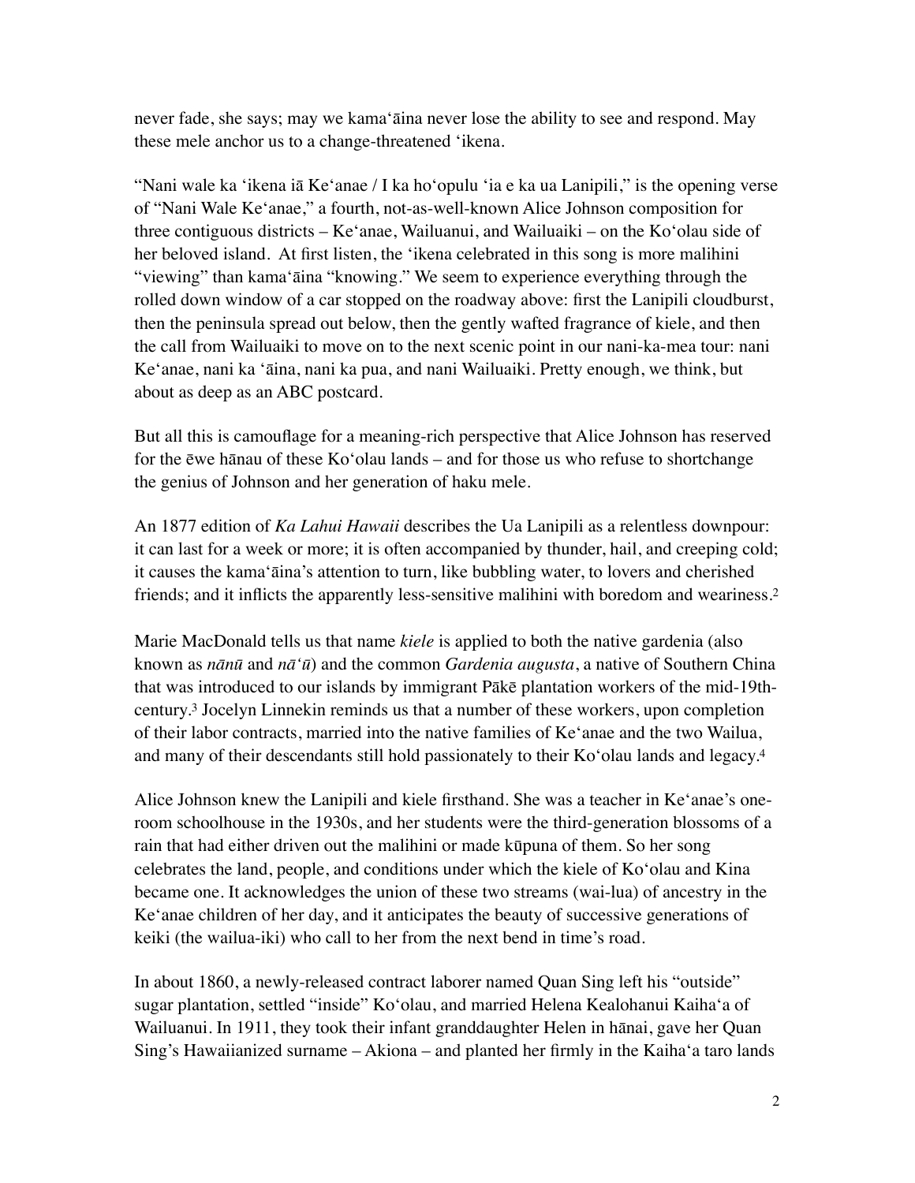never fade, she says; may we kamaʻāina never lose the ability to see and respond. May these mele anchor us to a change-threatened ʻikena.

"Nani wale ka ʻikena iā Keʻanae / I ka hoʻopulu ʻia e ka ua Lanipili," is the opening verse of "Nani Wale Keʻanae," a fourth, not-as-well-known Alice Johnson composition for three contiguous districts – Keʻanae, Wailuanui, and Wailuaiki – on the Koʻolau side of her beloved island. At first listen, the ʻikena celebrated in this song is more malihini "viewing" than kamaʻāina "knowing." We seem to experience everything through the rolled down window of a car stopped on the roadway above: first the Lanipili cloudburst, then the peninsula spread out below, then the gently wafted fragrance of kiele, and then the call from Wailuaiki to move on to the next scenic point in our nani-ka-mea tour: nani Keʻanae, nani ka ʻāina, nani ka pua, and nani Wailuaiki. Pretty enough, we think, but about as deep as an ABC postcard.

But all this is camouflage for a meaning-rich perspective that Alice Johnson has reserved for the ēwe hānau of these Koʻolau lands – and for those us who refuse to shortchange the genius of Johnson and her generation of haku mele.

An 1877 edition of *Ka Lahui Hawaii* describes the Ua Lanipili as a relentless downpour: it can last for a week or more; it is often accompanied by thunder, hail, and creeping cold; it causes the kamaʻāina's attention to turn, like bubbling water, to lovers and cherished friends; and it inflicts the apparently less-sensitive malihini with boredom and weariness.[2]

Marie MacDonald tells us that name *kiele* is applied to both the native gardenia (also known as *nānū* and *nāʻū*) and the common *Gardenia augusta*, a native of Southern China that was introduced to our islands by immigrant Pākē plantation workers of the mid-19th-century.[3] Jocelyn Linnekin reminds us that a number of these workers, upon completion of their labor contracts, married into the native families of Keʻanae and the two Wailua, and many of their descendants still hold passionately to their Koʻolau lands and legacy.[4]

Alice Johnson knew the Lanipili and kiele firsthand. She was a teacher in Keʻanae's one-room schoolhouse in the 1930s, and her students were the third-generation blossoms of a rain that had either driven out the malihini or made kūpuna of them. So her song celebrates the land, people, and conditions under which the kiele of Koʻolau and Kina became one. It acknowledges the union of these two streams (wai-lua) of ancestry in the Keʻanae children of her day, and it anticipates the beauty of successive generations of keiki (the wailua-iki) who call to her from the next bend in time's road.

In about 1860, a newly-released contract laborer named Quan Sing left his "outside" sugar plantation, settled "inside" Koʻolau, and married Helena Kealohanui Kaihaʻa of Wailuanui. In 1911, they took their infant granddaughter Helen in hānai, gave her Quan Sing's Hawaiianized surname – Akiona – and planted her firmly in the Kaihaʻa taro lands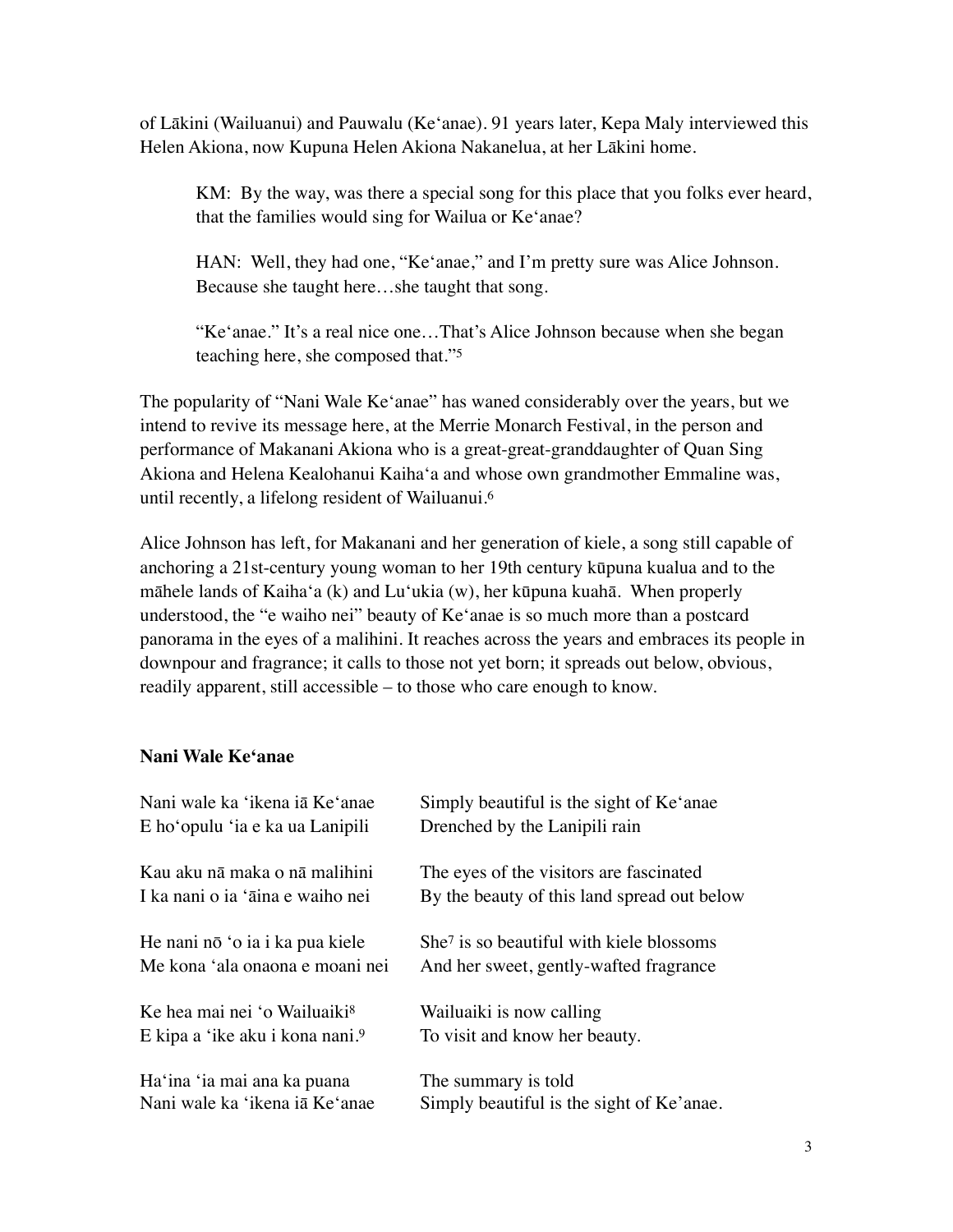of Lākini (Wailuanui) and Pauwalu (Keʻanae). 91 years later, Kepa Maly interviewed this Helen Akiona, now Kupuna Helen Akiona Nakanelua, at her Lākini home.

> KM: By the way, was there a special song for this place that you folks ever heard, that the families would sing for Wailua or Keʻanae?
>
> HAN: Well, they had one, "Keʻanae," and I'm pretty sure was Alice Johnson. Because she taught here…she taught that song.
>
> "Keʻanae." It's a real nice one…That's Alice Johnson because when she began teaching here, she composed that."[5]

The popularity of "Nani Wale Keʻanae" has waned considerably over the years, but we intend to revive its message here, at the Merrie Monarch Festival, in the person and performance of Makanani Akiona who is a great-great-granddaughter of Quan Sing Akiona and Helena Kealohanui Kaihaʻa and whose own grandmother Emmaline was, until recently, a lifelong resident of Wailuanui.[6]

Alice Johnson has left, for Makanani and her generation of kiele, a song still capable of anchoring a 21st-century young woman to her 19th century kūpuna kualua and to the māhele lands of Kaihaʻa (k) and Luʻukia (w), her kūpuna kuahā. When properly understood, the "e waiho nei" beauty of Keʻanae is so much more than a postcard panorama in the eyes of a malihini. It reaches across the years and embraces its people in downpour and fragrance; it calls to those not yet born; it spreads out below, obvious, readily apparent, still accessible – to those who care enough to know.

**Nani Wale Keʻanae**

| | |
|---|---|
| Nani wale ka ʻikena iā Keʻanae | Simply beautiful is the sight of Keʻanae |
| E hoʻopulu ʻia e ka ua Lanipili | Drenched by the Lanipili rain |
| | |
| Kau aku nā maka o nā malihini | The eyes of the visitors are fascinated |
| I ka nani o ia ʻāina e waiho nei | By the beauty of this land spread out below |
| | |
| He nani nō ʻo ia i ka pua kiele | She[7] is so beautiful with kiele blossoms |
| Me kona ʻala onaona e moani nei | And her sweet, gently-wafted fragrance |
| | |
| Ke hea mai nei ʻo Wailuaiki[8] | Wailuaiki is now calling |
| E kipa a ʻike aku i kona nani.[9] | To visit and know her beauty. |
| | |
| Haʻina ʻia mai ana ka puana | The summary is told |
| Nani wale ka ʻikena iā Keʻanae | Simply beautiful is the sight of Keʻanae. |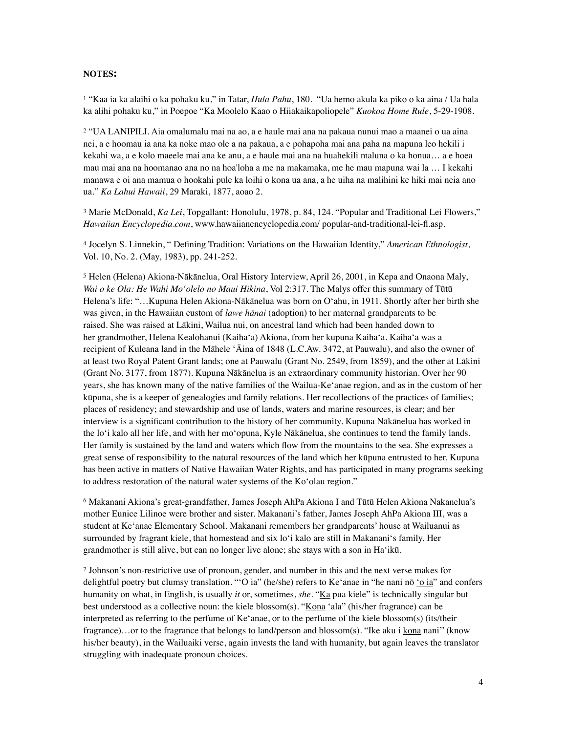**NOTES:**

[1] "Kaa ia ka alaihi o ka pohaku ku," in Tatar, *Hula Pahu*, 180. "Ua hemo akula ka piko o ka aina / Ua hala ka alihi pohaku ku," in Poepoe "Ka Moolelo Kaao o Hiiakaikapoliopele" *Kuokoa Home Rule*, 5-29-1908.

[2] "UA LANIPILI. Aia omalumalu mai na ao, a e haule mai ana na pakaua nunui mao a maanei o ua aina nei, a e hoomau ia ana ka noke mao ole a na pakaua, a e pohapoha mai ana paha na mapuna leo hekili i kekahi wa, a e kolo maeele mai ana ke anu, a e haule mai ana na huahekili maluna o ka honua… a e hoea mau mai ana na hoomanao ana no na hoa'loha a me na makamaka, me he mau mapuna wai la … I kekahi manawa e oi ana mamua o hookahi pule ka loihi o kona ua ana, a he uiha na malihini ke hiki mai neia ano ua." *Ka Lahui Hawaii*, 29 Maraki, 1877, aoao 2.

[3] Marie McDonald, *Ka Lei*, Topgallant: Honolulu, 1978, p. 84, 124. "Popular and Traditional Lei Flowers," *Hawaiian Encyclopedia.com*, www.hawaiianencyclopedia.com/ popular-and-traditional-lei-fl.asp.

[4] Jocelyn S. Linnekin, " Defining Tradition: Variations on the Hawaiian Identity," *American Ethnologist*, Vol. 10, No. 2. (May, 1983), pp. 241-252.

[5] Helen (Helena) Akiona-Nākānelua, Oral History Interview, April 26, 2001, in Kepa and Onaona Maly, *Wai o ke Ola: He Wahi Mo'olelo no Maui Hikina*, Vol 2:317. The Malys offer this summary of Tūtū Helena's life: "…Kupuna Helen Akiona-Nākānelua was born on O'ahu, in 1911. Shortly after her birth she was given, in the Hawaiian custom of *lawe hānai* (adoption) to her maternal grandparents to be raised. She was raised at Lākini, Wailua nui, on ancestral land which had been handed down to her grandmother, Helena Kealohanui (Kaiha'a) Akiona, from her kupuna Kaiha'a. Kaiha'a was a recipient of Kuleana land in the Māhele 'Āina of 1848 (L.C.Aw. 3472, at Pauwalu), and also the owner of at least two Royal Patent Grant lands; one at Pauwalu (Grant No. 2549, from 1859), and the other at Lākini (Grant No. 3177, from 1877). Kupuna Nākānelua is an extraordinary community historian. Over her 90 years, she has known many of the native families of the Wailua-Ke'anae region, and as in the custom of her kūpuna, she is a keeper of genealogies and family relations. Her recollections of the practices of families; places of residency; and stewardship and use of lands, waters and marine resources, is clear; and her interview is a significant contribution to the history of her community. Kupuna Nākānelua has worked in the lo'i kalo all her life, and with her mo'opuna, Kyle Nākānelua, she continues to tend the family lands. Her family is sustained by the land and waters which flow from the mountains to the sea. She expresses a great sense of responsibility to the natural resources of the land which her kūpuna entrusted to her. Kupuna has been active in matters of Native Hawaiian Water Rights, and has participated in many programs seeking to address restoration of the natural water systems of the Ko'olau region."

[6] Makanani Akiona's great-grandfather, James Joseph AhPa Akiona I and Tūtū Helen Akiona Nakanelua's mother Eunice Lilinoe were brother and sister. Makanani's father, James Joseph AhPa Akiona III, was a student at Ke'anae Elementary School. Makanani remembers her grandparents' house at Wailuanui as surrounded by fragrant kiele, that homestead and six lo'i kalo are still in Makanani's family. Her grandmother is still alive, but can no longer live alone; she stays with a son in Ha'ikū.

[7] Johnson's non-restrictive use of pronoun, gender, and number in this and the next verse makes for delightful poetry but clumsy translation. "'O ia" (he/she) refers to Ke'anae in "he nani nō <u>'o ia</u>" and confers humanity on what, in English, is usually *it* or, sometimes, *she*. "<u>Ka</u> pua kiele" is technically singular but best understood as a collective noun: the kiele blossom(s). "<u>Kona</u> 'ala" (his/her fragrance) can be interpreted as referring to the perfume of Ke'anae, or to the perfume of the kiele blossom(s) (its/their fragrance)…or to the fragrance that belongs to land/person and blossom(s). "Ike aku i <u>kona</u> nani" (know his/her beauty), in the Wailuaiki verse, again invests the land with humanity, but again leaves the translator struggling with inadequate pronoun choices.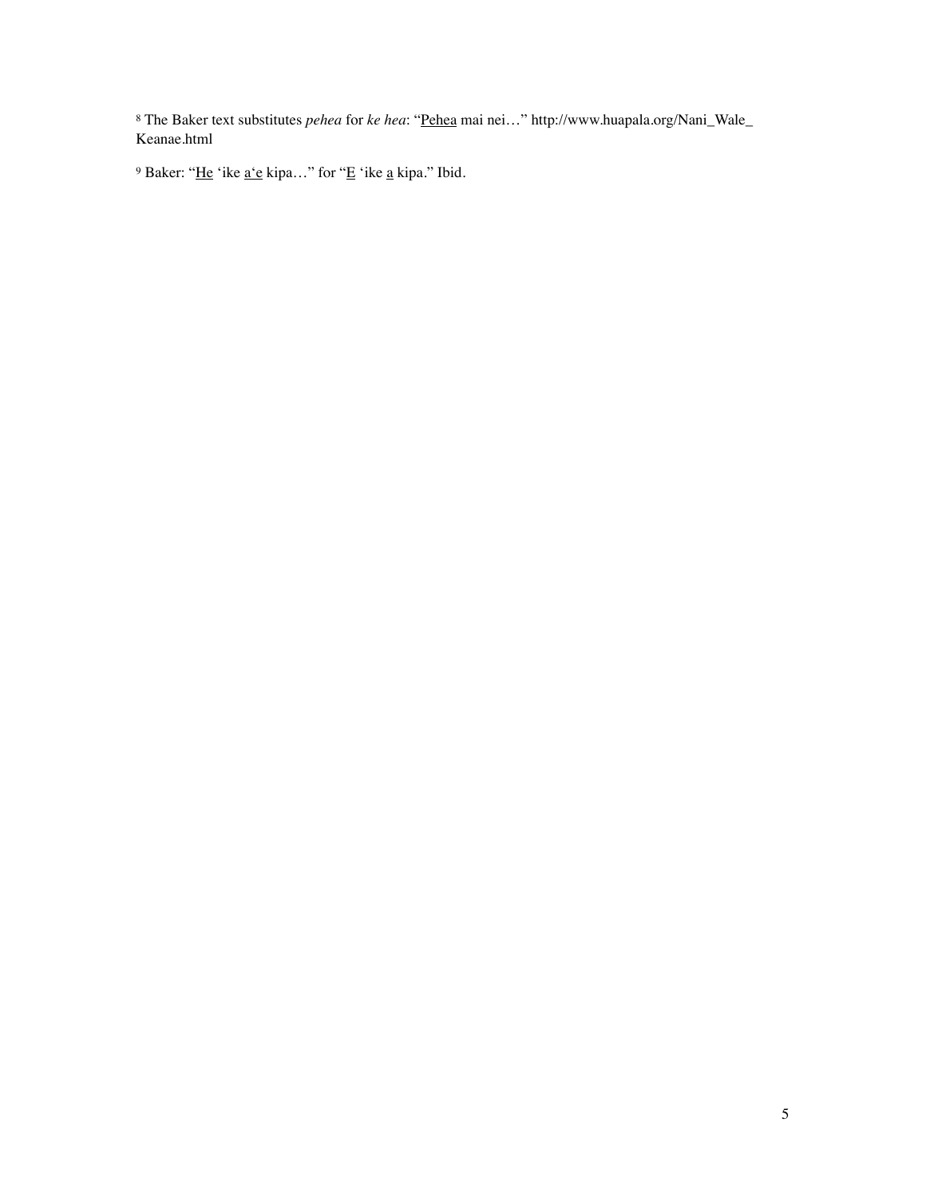[8] The Baker text substitutes *pehea* for *ke hea*: "<u>Pehea</u> mai nei…" http://www.huapala.org/Nani_Wale_Keanae.html

[9] Baker: "<u>He</u> ʻike <u>aʻe</u> kipa…" for "<u>E</u> ʻike <u>a</u> kipa." Ibid.